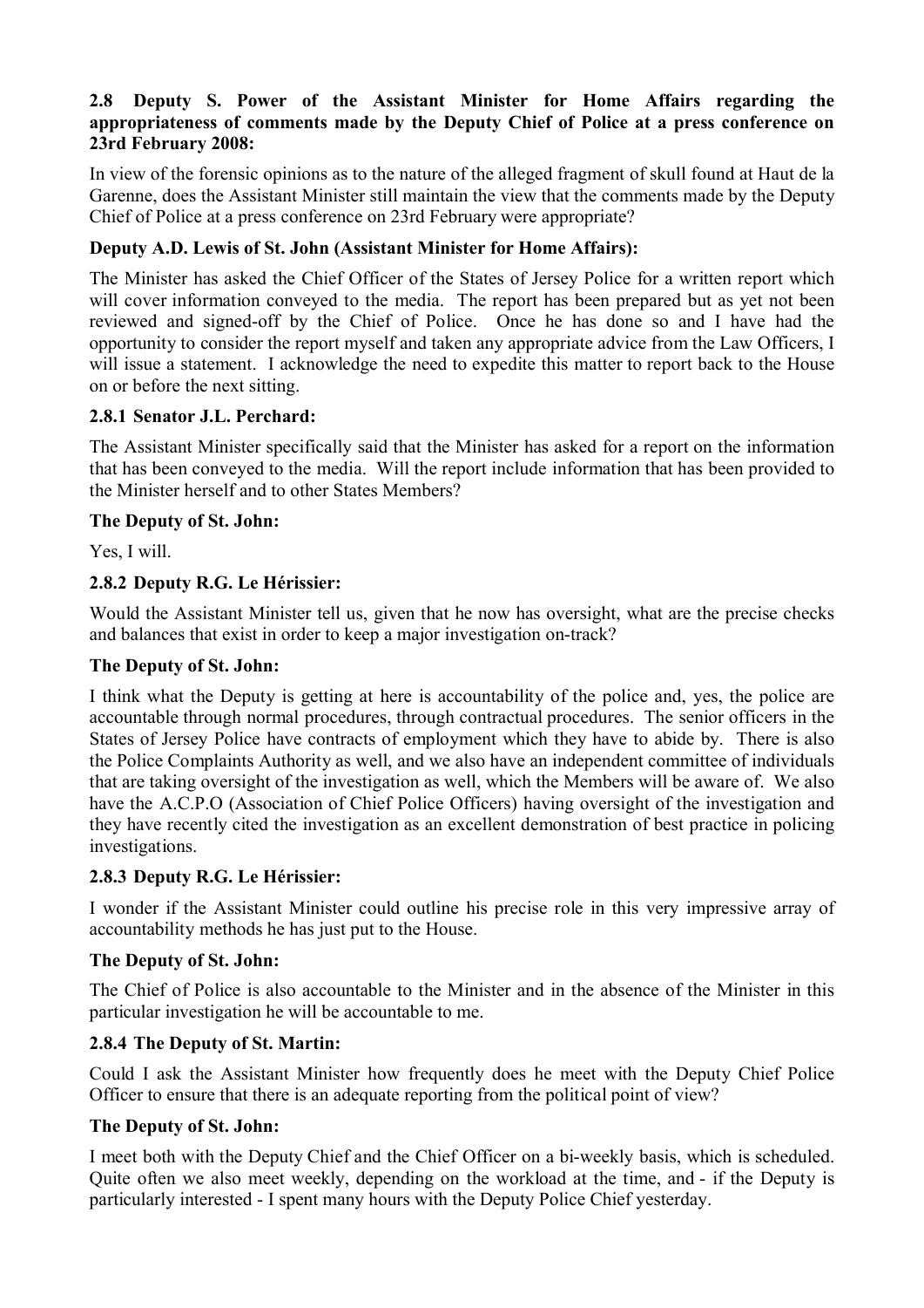### 2.8 Deputy S. Power of the Assistant Minister for Home Affairs regarding the appropriateness of comments made by the Deputy Chief of Police at a press conference on 23rd February 2008:

In view of the forensic opinions as to the nature of the alleged fragment of skull found at Haut de la Garenne, does the Assistant Minister still maintain the view that the comments made by the Deputy Chief of Police at a press conference on 23rd February were appropriate?

**Deputy A.D. Lewis of St. John (Assistant Minister for Home Affairs):**

The Minister has asked the Chief Officer of the States of Jersey Police for a written report which will cover information conveyed to the media. The report has been prepared but as yet not been reviewed and signed-off by the Chief of Police. Once he has done so and I have had the opportunity to consider the report myself and taken any appropriate advice from the Law Officers, I will issue a statement. I acknowledge the need to expedite this matter to report back to the House on or before the next sitting.

#### 2.8.1 Senator J.L. Perchard:

The Assistant Minister specifically said that the Minister has asked for a report on the information that has been conveyed to the media. Will the report include information that has been provided to the Minister herself and to other States Members?

**The Deputy of St. John:**

Yes, I will.

#### 2.8.2 Deputy R.G. Le Hérissier:

Would the Assistant Minister tell us, given that he now has oversight, what are the precise checks and balances that exist in order to keep a major investigation on-track?

**The Deputy of St. John:**

I think what the Deputy is getting at here is accountability of the police and, yes, the police are accountable through normal procedures, through contractual procedures. The senior officers in the States of Jersey Police have contracts of employment which they have to abide by. There is also the Police Complaints Authority as well, and we also have an independent committee of individuals that are taking oversight of the investigation as well, which the Members will be aware of. We also have the A.C.P.O (Association of Chief Police Officers) having oversight of the investigation and they have recently cited the investigation as an excellent demonstration of best practice in policing investigations.

#### 2.8.3 Deputy R.G. Le Hérissier:

I wonder if the Assistant Minister could outline his precise role in this very impressive array of accountability methods he has just put to the House.

**The Deputy of St. John:**

The Chief of Police is also accountable to the Minister and in the absence of the Minister in this particular investigation he will be accountable to me.

#### 2.8.4 The Deputy of St. Martin:

Could I ask the Assistant Minister how frequently does he meet with the Deputy Chief Police Officer to ensure that there is an adequate reporting from the political point of view?

**The Deputy of St. John:**

I meet both with the Deputy Chief and the Chief Officer on a bi-weekly basis, which is scheduled. Quite often we also meet weekly, depending on the workload at the time, and - if the Deputy is particularly interested - I spent many hours with the Deputy Police Chief yesterday.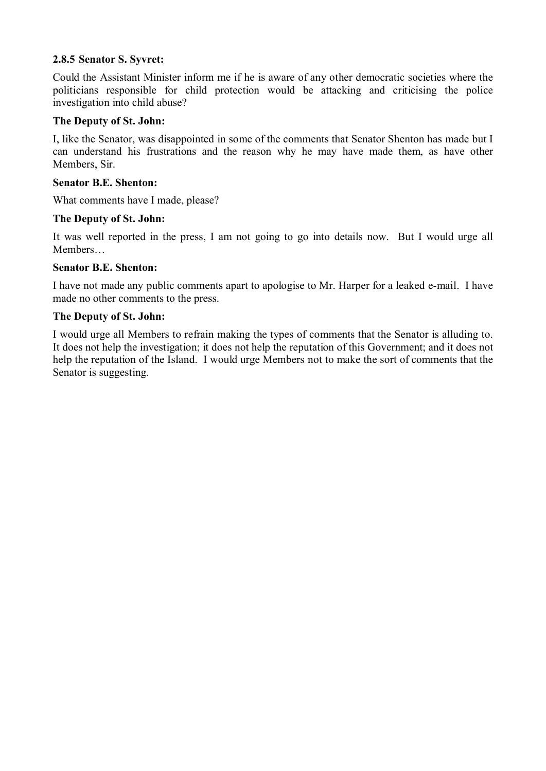**2.8.5 Senator S. Syvret:**

Could the Assistant Minister inform me if he is aware of any other democratic societies where the politicians responsible for child protection would be attacking and criticising the police investigation into child abuse?

**The Deputy of St. John:**

I, like the Senator, was disappointed in some of the comments that Senator Shenton has made but I can understand his frustrations and the reason why he may have made them, as have other Members, Sir.

**Senator B.E. Shenton:**

What comments have I made, please?

**The Deputy of St. John:**

It was well reported in the press, I am not going to go into details now. But I would urge all Members…

**Senator B.E. Shenton:**

I have not made any public comments apart to apologise to Mr. Harper for a leaked e-mail. I have made no other comments to the press.

**The Deputy of St. John:**

I would urge all Members to refrain making the types of comments that the Senator is alluding to. It does not help the investigation; it does not help the reputation of this Government; and it does not help the reputation of the Island. I would urge Members not to make the sort of comments that the Senator is suggesting.